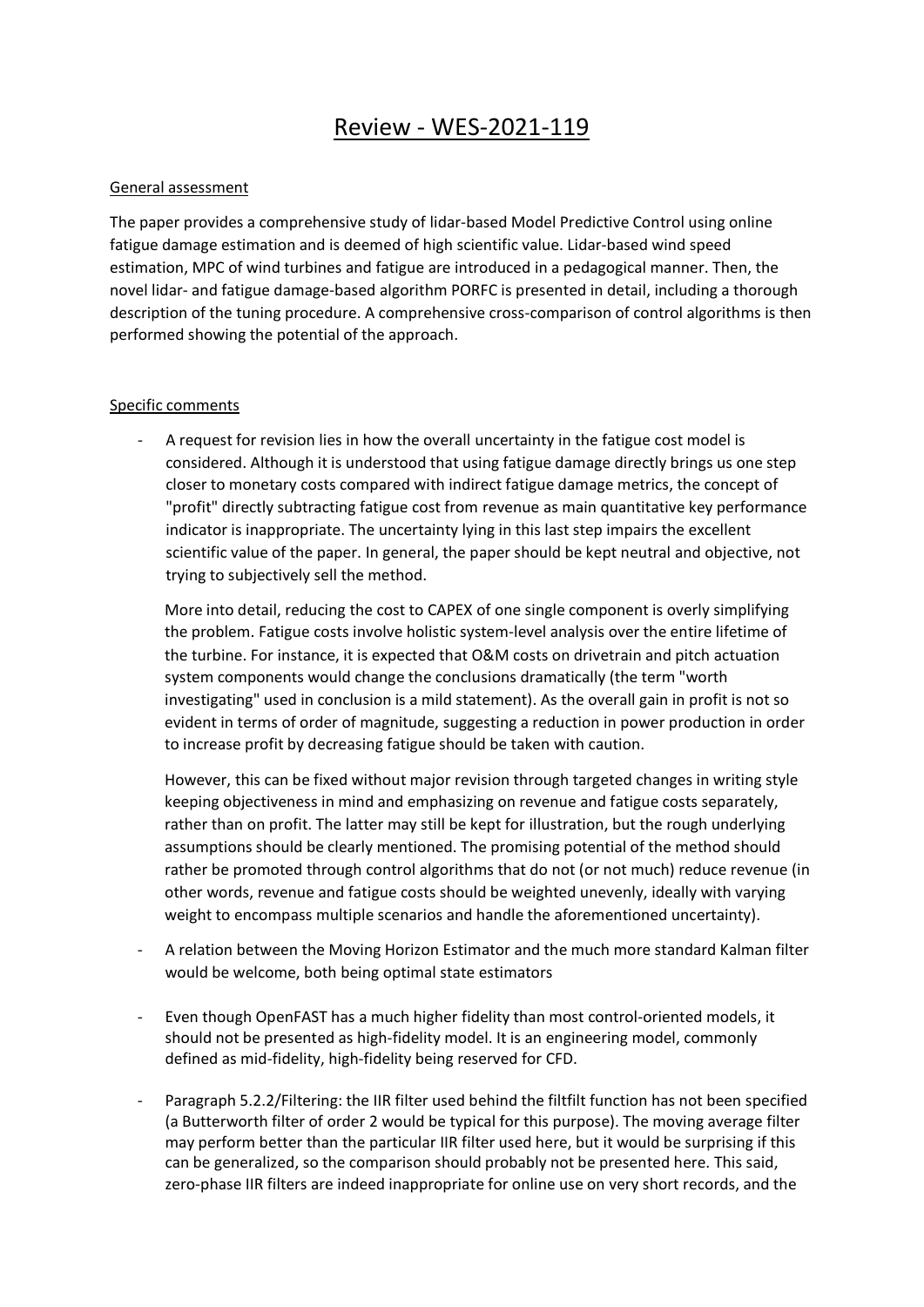# Review - WES-2021-119

## General assessment

The paper provides a comprehensive study of lidar-based Model Predictive Control using online fatigue damage estimation and is deemed of high scientific value. Lidar-based wind speed estimation, MPC of wind turbines and fatigue are introduced in a pedagogical manner. Then, the novel lidar- and fatigue damage-based algorithm PORFC is presented in detail, including a thorough description of the tuning procedure. A comprehensive cross-comparison of control algorithms is then performed showing the potential of the approach.

## Specific comments

- A request for revision lies in how the overall uncertainty in the fatigue cost model is considered. Although it is understood that using fatigue damage directly brings us one step closer to monetary costs compared with indirect fatigue damage metrics, the concept of "profit" directly subtracting fatigue cost from revenue as main quantitative key performance indicator is inappropriate. The uncertainty lying in this last step impairs the excellent scientific value of the paper. In general, the paper should be kept neutral and objective, not trying to subjectively sell the method.

  More into detail, reducing the cost to CAPEX of one single component is overly simplifying the problem. Fatigue costs involve holistic system-level analysis over the entire lifetime of the turbine. For instance, it is expected that O&M costs on drivetrain and pitch actuation system components would change the conclusions dramatically (the term "worth investigating" used in conclusion is a mild statement). As the overall gain in profit is not so evident in terms of order of magnitude, suggesting a reduction in power production in order to increase profit by decreasing fatigue should be taken with caution.

  However, this can be fixed without major revision through targeted changes in writing style keeping objectiveness in mind and emphasizing on revenue and fatigue costs separately, rather than on profit. The latter may still be kept for illustration, but the rough underlying assumptions should be clearly mentioned. The promising potential of the method should rather be promoted through control algorithms that do not (or not much) reduce revenue (in other words, revenue and fatigue costs should be weighted unevenly, ideally with varying weight to encompass multiple scenarios and handle the aforementioned uncertainty).

- A relation between the Moving Horizon Estimator and the much more standard Kalman filter would be welcome, both being optimal state estimators

- Even though OpenFAST has a much higher fidelity than most control-oriented models, it should not be presented as high-fidelity model. It is an engineering model, commonly defined as mid-fidelity, high-fidelity being reserved for CFD.

- Paragraph 5.2.2/Filtering: the IIR filter used behind the filtfilt function has not been specified (a Butterworth filter of order 2 would be typical for this purpose). The moving average filter may perform better than the particular IIR filter used here, but it would be surprising if this can be generalized, so the comparison should probably not be presented here. This said, zero-phase IIR filters are indeed inappropriate for online use on very short records, and the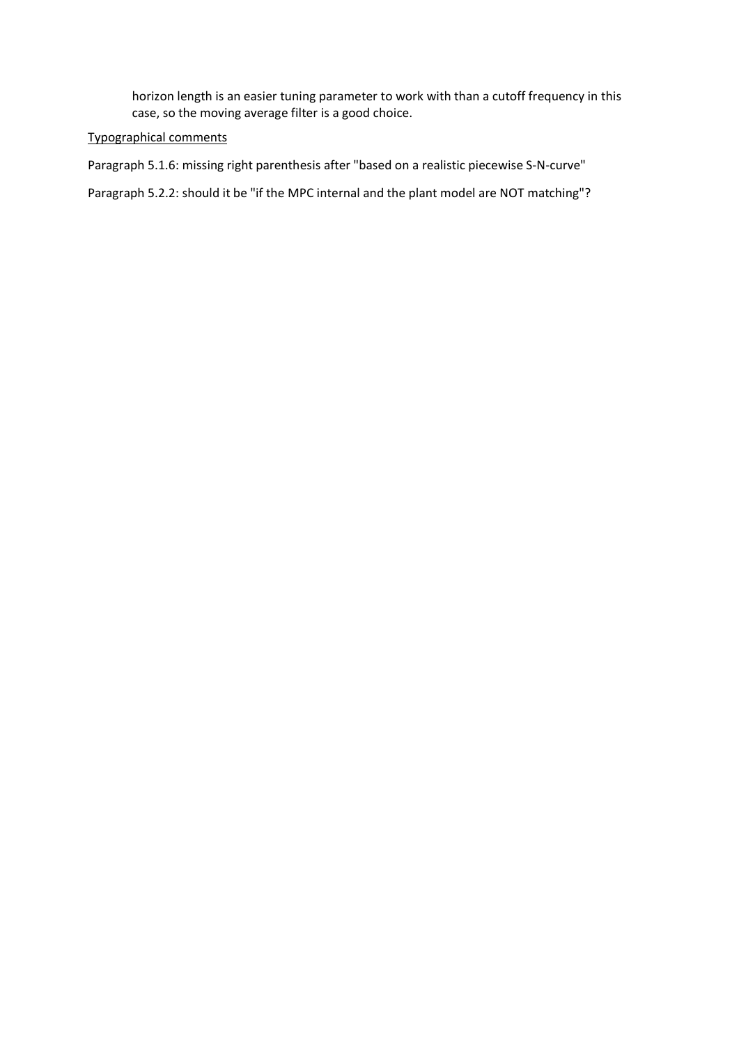horizon length is an easier tuning parameter to work with than a cutoff frequency in this case, so the moving average filter is a good choice.

<u>Typographical comments</u>

Paragraph 5.1.6: missing right parenthesis after "based on a realistic piecewise S-N-curve"

Paragraph 5.2.2: should it be "if the MPC internal and the plant model are NOT matching"?